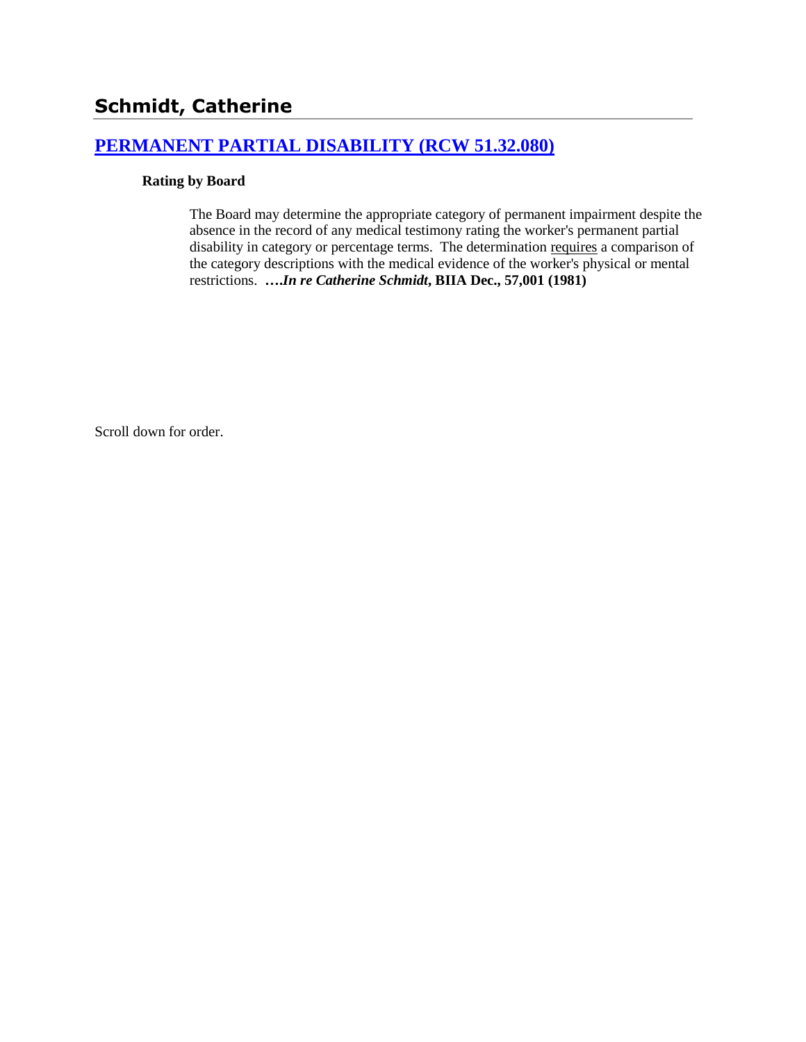# Schmidt, Catherine

## [PERMANENT PARTIAL DISABILITY (RCW 51.32.080)]

### Rating by Board

The Board may determine the appropriate category of permanent impairment despite the absence in the record of any medical testimony rating the worker's permanent partial disability in category or percentage terms. The determination requires a comparison of the category descriptions with the medical evidence of the worker's physical or mental restrictions. ***….In re Catherine Schmidt*, BIIA Dec., 57,001 (1981)**

Scroll down for order.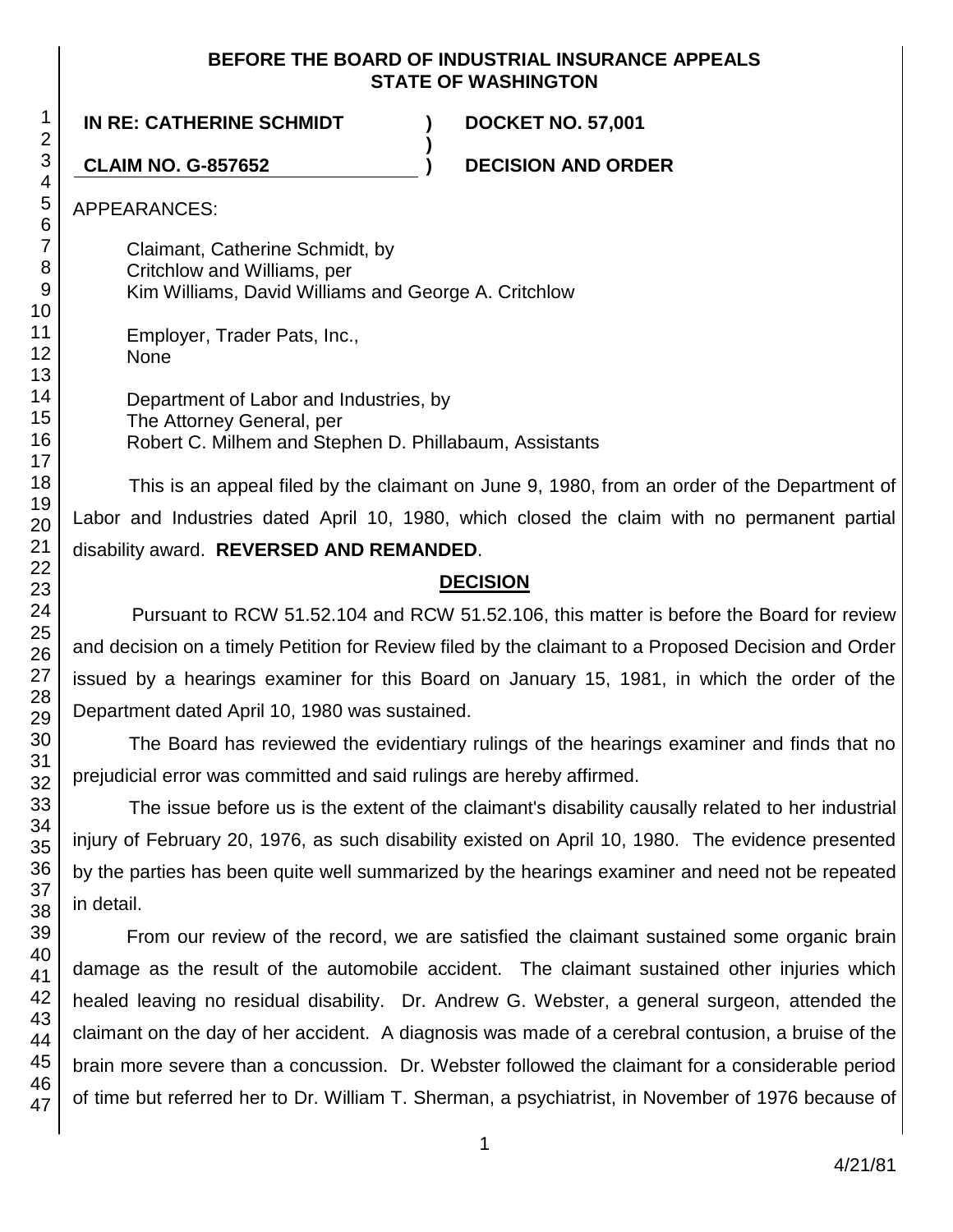**BEFORE THE BOARD OF INDUSTRIAL INSURANCE APPEALS**
**STATE OF WASHINGTON**

| | | |
|---|---|---|
| **IN RE: CATHERINE SCHMIDT** | **)** | **DOCKET NO. 57,001** |
| | **)** | |
| **CLAIM NO. G-857652** | **)** | **DECISION AND ORDER** |

APPEARANCES:

Claimant, Catherine Schmidt, by
Critchlow and Williams, per
Kim Williams, David Williams and George A. Critchlow

Employer, Trader Pats, Inc.,
None

Department of Labor and Industries, by
The Attorney General, per
Robert C. Milhem and Stephen D. Phillabaum, Assistants

This is an appeal filed by the claimant on June 9, 1980, from an order of the Department of Labor and Industries dated April 10, 1980, which closed the claim with no permanent partial disability award. **REVERSED AND REMANDED**.

## DECISION

Pursuant to RCW 51.52.104 and RCW 51.52.106, this matter is before the Board for review and decision on a timely Petition for Review filed by the claimant to a Proposed Decision and Order issued by a hearings examiner for this Board on January 15, 1981, in which the order of the Department dated April 10, 1980 was sustained.

The Board has reviewed the evidentiary rulings of the hearings examiner and finds that no prejudicial error was committed and said rulings are hereby affirmed.

The issue before us is the extent of the claimant's disability causally related to her industrial injury of February 20, 1976, as such disability existed on April 10, 1980. The evidence presented by the parties has been quite well summarized by the hearings examiner and need not be repeated in detail.

From our review of the record, we are satisfied the claimant sustained some organic brain damage as the result of the automobile accident. The claimant sustained other injuries which healed leaving no residual disability. Dr. Andrew G. Webster, a general surgeon, attended the claimant on the day of her accident. A diagnosis was made of a cerebral contusion, a bruise of the brain more severe than a concussion. Dr. Webster followed the claimant for a considerable period of time but referred her to Dr. William T. Sherman, a psychiatrist, in November of 1976 because of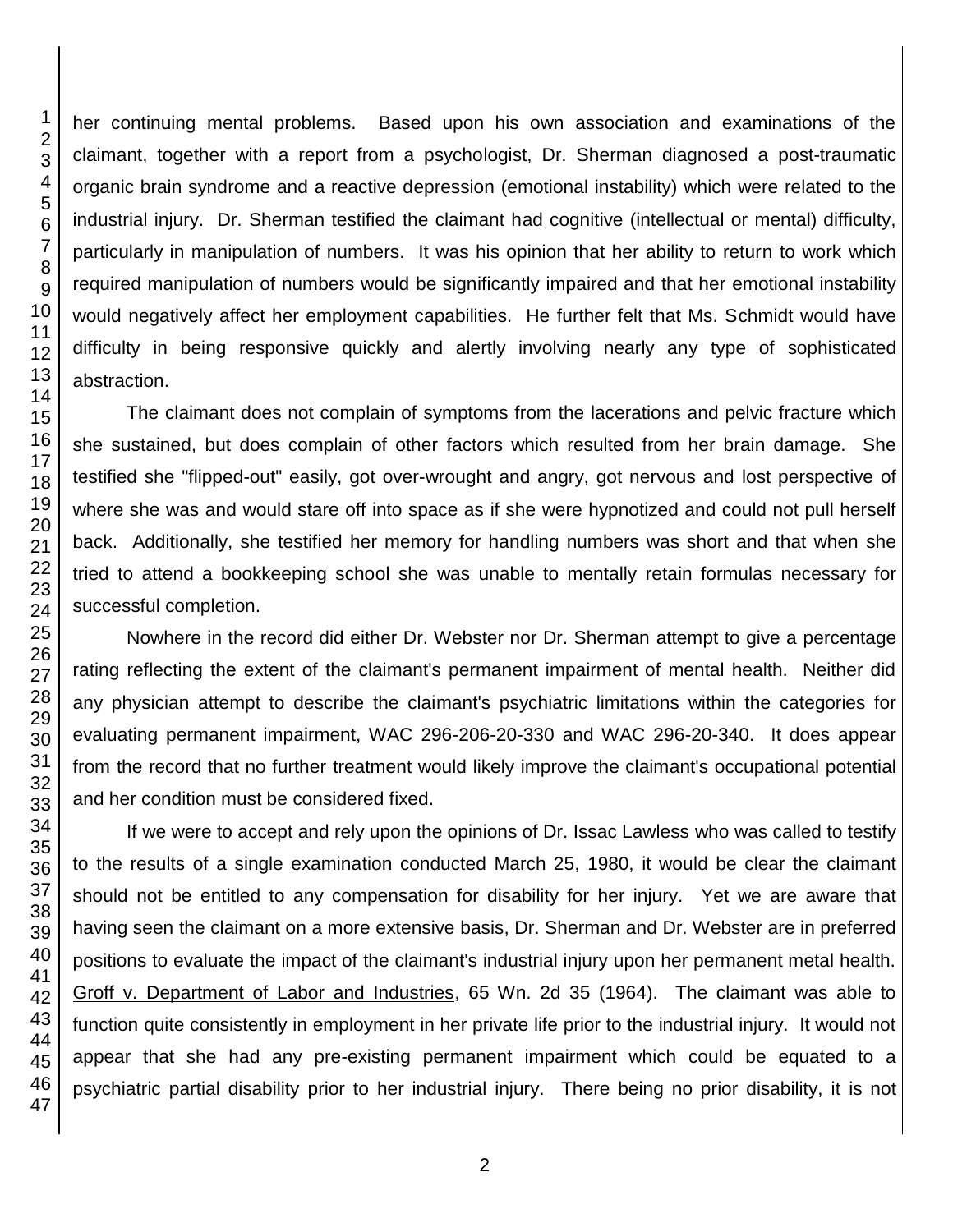her continuing mental problems. Based upon his own association and examinations of the claimant, together with a report from a psychologist, Dr. Sherman diagnosed a post-traumatic organic brain syndrome and a reactive depression (emotional instability) which were related to the industrial injury. Dr. Sherman testified the claimant had cognitive (intellectual or mental) difficulty, particularly in manipulation of numbers. It was his opinion that her ability to return to work which required manipulation of numbers would be significantly impaired and that her emotional instability would negatively affect her employment capabilities. He further felt that Ms. Schmidt would have difficulty in being responsive quickly and alertly involving nearly any type of sophisticated abstraction.

The claimant does not complain of symptoms from the lacerations and pelvic fracture which she sustained, but does complain of other factors which resulted from her brain damage. She testified she "flipped-out" easily, got over-wrought and angry, got nervous and lost perspective of where she was and would stare off into space as if she were hypnotized and could not pull herself back. Additionally, she testified her memory for handling numbers was short and that when she tried to attend a bookkeeping school she was unable to mentally retain formulas necessary for successful completion.

Nowhere in the record did either Dr. Webster nor Dr. Sherman attempt to give a percentage rating reflecting the extent of the claimant's permanent impairment of mental health. Neither did any physician attempt to describe the claimant's psychiatric limitations within the categories for evaluating permanent impairment, WAC 296-206-20-330 and WAC 296-20-340. It does appear from the record that no further treatment would likely improve the claimant's occupational potential and her condition must be considered fixed.

If we were to accept and rely upon the opinions of Dr. Issac Lawless who was called to testify to the results of a single examination conducted March 25, 1980, it would be clear the claimant should not be entitled to any compensation for disability for her injury. Yet we are aware that having seen the claimant on a more extensive basis, Dr. Sherman and Dr. Webster are in preferred positions to evaluate the impact of the claimant's industrial injury upon her permanent metal health. Groff v. Department of Labor and Industries, 65 Wn. 2d 35 (1964). The claimant was able to function quite consistently in employment in her private life prior to the industrial injury. It would not appear that she had any pre-existing permanent impairment which could be equated to a psychiatric partial disability prior to her industrial injury. There being no prior disability, it is not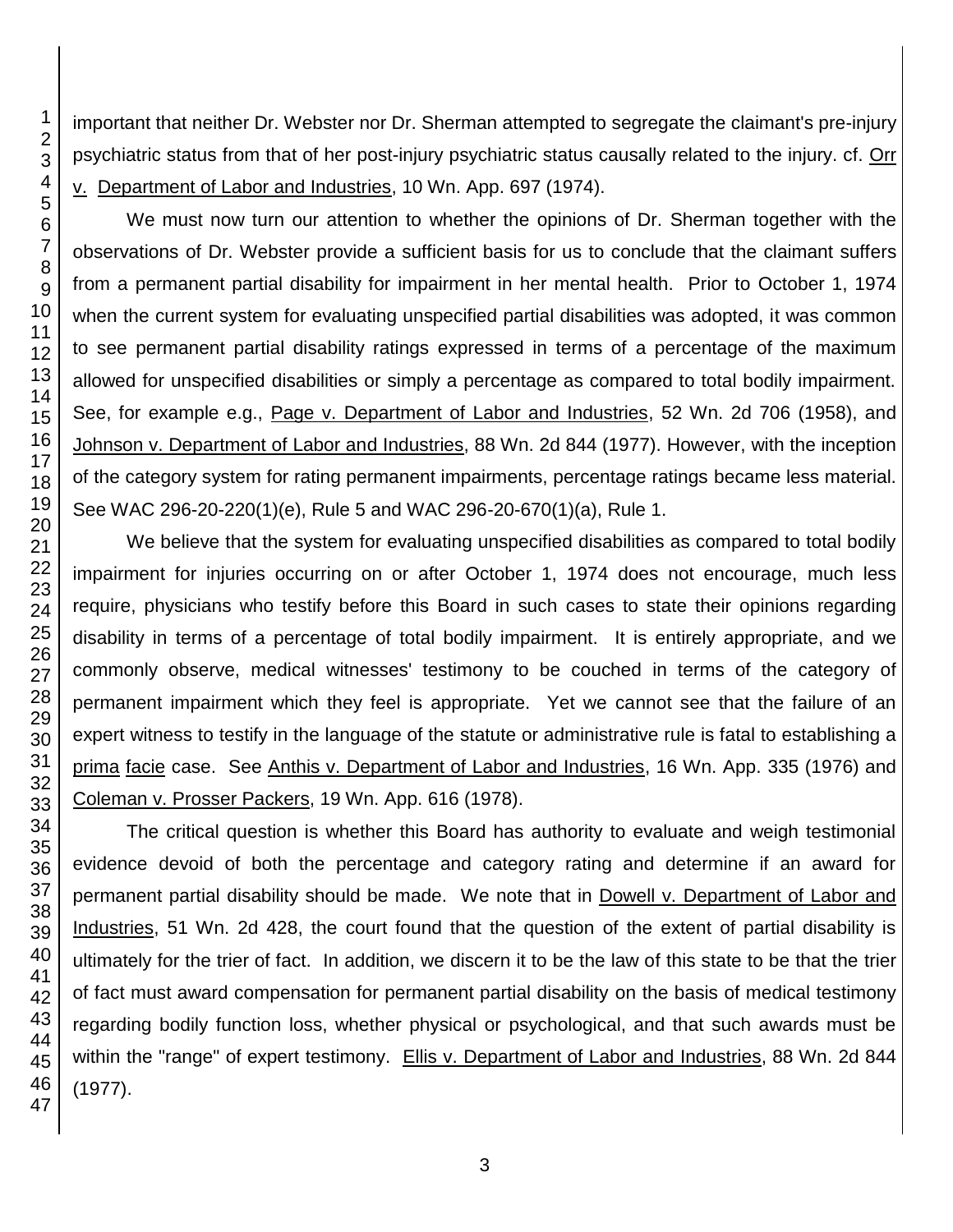important that neither Dr. Webster nor Dr. Sherman attempted to segregate the claimant's pre-injury psychiatric status from that of her post-injury psychiatric status causally related to the injury. cf. Orr v. Department of Labor and Industries, 10 Wn. App. 697 (1974).

We must now turn our attention to whether the opinions of Dr. Sherman together with the observations of Dr. Webster provide a sufficient basis for us to conclude that the claimant suffers from a permanent partial disability for impairment in her mental health. Prior to October 1, 1974 when the current system for evaluating unspecified partial disabilities was adopted, it was common to see permanent partial disability ratings expressed in terms of a percentage of the maximum allowed for unspecified disabilities or simply a percentage as compared to total bodily impairment. See, for example e.g., Page v. Department of Labor and Industries, 52 Wn. 2d 706 (1958), and Johnson v. Department of Labor and Industries, 88 Wn. 2d 844 (1977). However, with the inception of the category system for rating permanent impairments, percentage ratings became less material. See WAC 296-20-220(1)(e), Rule 5 and WAC 296-20-670(1)(a), Rule 1.

We believe that the system for evaluating unspecified disabilities as compared to total bodily impairment for injuries occurring on or after October 1, 1974 does not encourage, much less require, physicians who testify before this Board in such cases to state their opinions regarding disability in terms of a percentage of total bodily impairment. It is entirely appropriate, and we commonly observe, medical witnesses' testimony to be couched in terms of the category of permanent impairment which they feel is appropriate. Yet we cannot see that the failure of an expert witness to testify in the language of the statute or administrative rule is fatal to establishing a prima facie case. See Anthis v. Department of Labor and Industries, 16 Wn. App. 335 (1976) and Coleman v. Prosser Packers, 19 Wn. App. 616 (1978).

The critical question is whether this Board has authority to evaluate and weigh testimonial evidence devoid of both the percentage and category rating and determine if an award for permanent partial disability should be made. We note that in Dowell v. Department of Labor and Industries, 51 Wn. 2d 428, the court found that the question of the extent of partial disability is ultimately for the trier of fact. In addition, we discern it to be the law of this state to be that the trier of fact must award compensation for permanent partial disability on the basis of medical testimony regarding bodily function loss, whether physical or psychological, and that such awards must be within the "range" of expert testimony. Ellis v. Department of Labor and Industries, 88 Wn. 2d 844 (1977).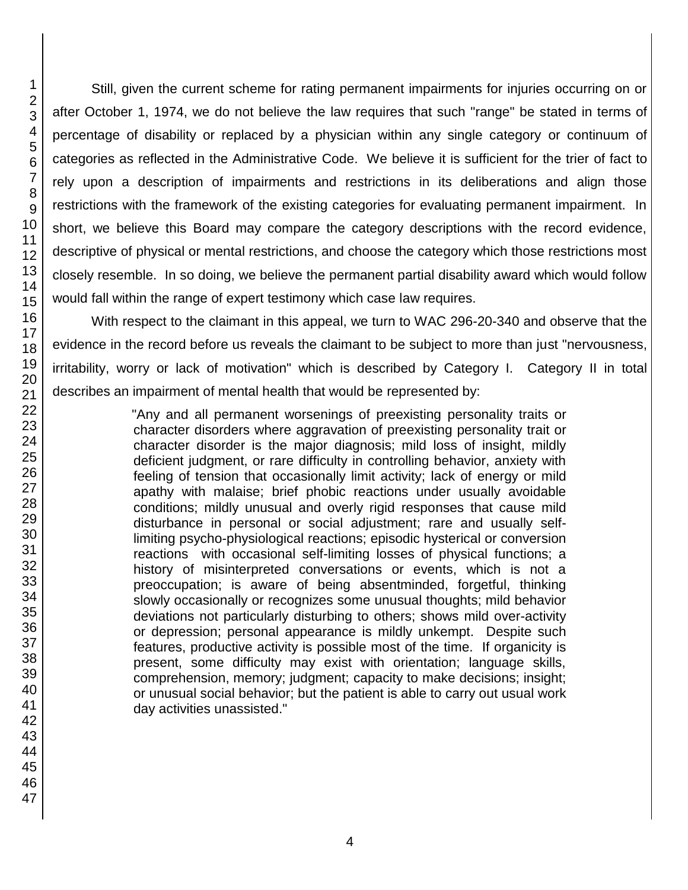Still, given the current scheme for rating permanent impairments for injuries occurring on or after October 1, 1974, we do not believe the law requires that such "range" be stated in terms of percentage of disability or replaced by a physician within any single category or continuum of categories as reflected in the Administrative Code. We believe it is sufficient for the trier of fact to rely upon a description of impairments and restrictions in its deliberations and align those restrictions with the framework of the existing categories for evaluating permanent impairment. In short, we believe this Board may compare the category descriptions with the record evidence, descriptive of physical or mental restrictions, and choose the category which those restrictions most closely resemble. In so doing, we believe the permanent partial disability award which would follow would fall within the range of expert testimony which case law requires.

With respect to the claimant in this appeal, we turn to WAC 296-20-340 and observe that the evidence in the record before us reveals the claimant to be subject to more than just "nervousness, irritability, worry or lack of motivation" which is described by Category I. Category II in total describes an impairment of mental health that would be represented by:

> "Any and all permanent worsenings of preexisting personality traits or character disorders where aggravation of preexisting personality trait or character disorder is the major diagnosis; mild loss of insight, mildly deficient judgment, or rare difficulty in controlling behavior, anxiety with feeling of tension that occasionally limit activity; lack of energy or mild apathy with malaise; brief phobic reactions under usually avoidable conditions; mildly unusual and overly rigid responses that cause mild disturbance in personal or social adjustment; rare and usually self-limiting psycho-physiological reactions; episodic hysterical or conversion reactions with occasional self-limiting losses of physical functions; a history of misinterpreted conversations or events, which is not a preoccupation; is aware of being absentminded, forgetful, thinking slowly occasionally or recognizes some unusual thoughts; mild behavior deviations not particularly disturbing to others; shows mild over-activity or depression; personal appearance is mildly unkempt. Despite such features, productive activity is possible most of the time. If organicity is present, some difficulty may exist with orientation; language skills, comprehension, memory; judgment; capacity to make decisions; insight; or unusual social behavior; but the patient is able to carry out usual work day activities unassisted."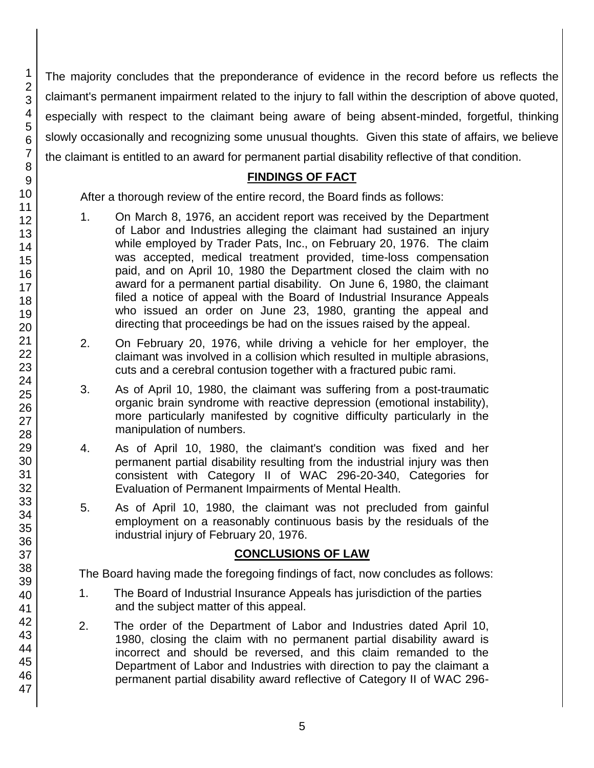The majority concludes that the preponderance of evidence in the record before us reflects the claimant's permanent impairment related to the injury to fall within the description of above quoted, especially with respect to the claimant being aware of being absent-minded, forgetful, thinking slowly occasionally and recognizing some unusual thoughts. Given this state of affairs, we believe the claimant is entitled to an award for permanent partial disability reflective of that condition.

## FINDINGS OF FACT

After a thorough review of the entire record, the Board finds as follows:

1. On March 8, 1976, an accident report was received by the Department of Labor and Industries alleging the claimant had sustained an injury while employed by Trader Pats, Inc., on February 20, 1976. The claim was accepted, medical treatment provided, time-loss compensation paid, and on April 10, 1980 the Department closed the claim with no award for a permanent partial disability. On June 6, 1980, the claimant filed a notice of appeal with the Board of Industrial Insurance Appeals who issued an order on June 23, 1980, granting the appeal and directing that proceedings be had on the issues raised by the appeal.

2. On February 20, 1976, while driving a vehicle for her employer, the claimant was involved in a collision which resulted in multiple abrasions, cuts and a cerebral contusion together with a fractured pubic rami.

3. As of April 10, 1980, the claimant was suffering from a post-traumatic organic brain syndrome with reactive depression (emotional instability), more particularly manifested by cognitive difficulty particularly in the manipulation of numbers.

4. As of April 10, 1980, the claimant's condition was fixed and her permanent partial disability resulting from the industrial injury was then consistent with Category II of WAC 296-20-340, Categories for Evaluation of Permanent Impairments of Mental Health.

5. As of April 10, 1980, the claimant was not precluded from gainful employment on a reasonably continuous basis by the residuals of the industrial injury of February 20, 1976.

## CONCLUSIONS OF LAW

The Board having made the foregoing findings of fact, now concludes as follows:

1. The Board of Industrial Insurance Appeals has jurisdiction of the parties and the subject matter of this appeal.

2. The order of the Department of Labor and Industries dated April 10, 1980, closing the claim with no permanent partial disability award is incorrect and should be reversed, and this claim remanded to the Department of Labor and Industries with direction to pay the claimant a permanent partial disability award reflective of Category II of WAC 296-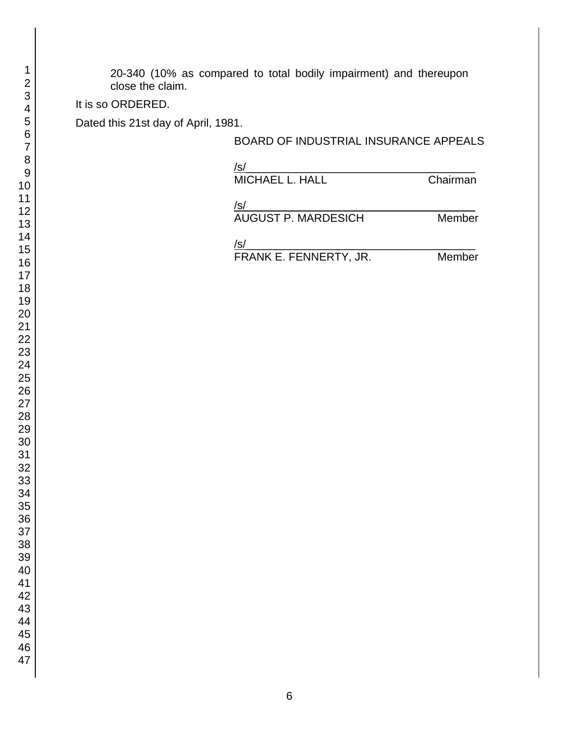20-340 (10% as compared to total bodily impairment) and thereupon close the claim.

It is so ORDERED.

Dated this 21st day of April, 1981.

BOARD OF INDUSTRIAL INSURANCE APPEALS

/s/
MICHAEL L. HALL Chairman

/s/
AUGUST P. MARDESICH Member

/s/
FRANK E. FENNERTY, JR. Member